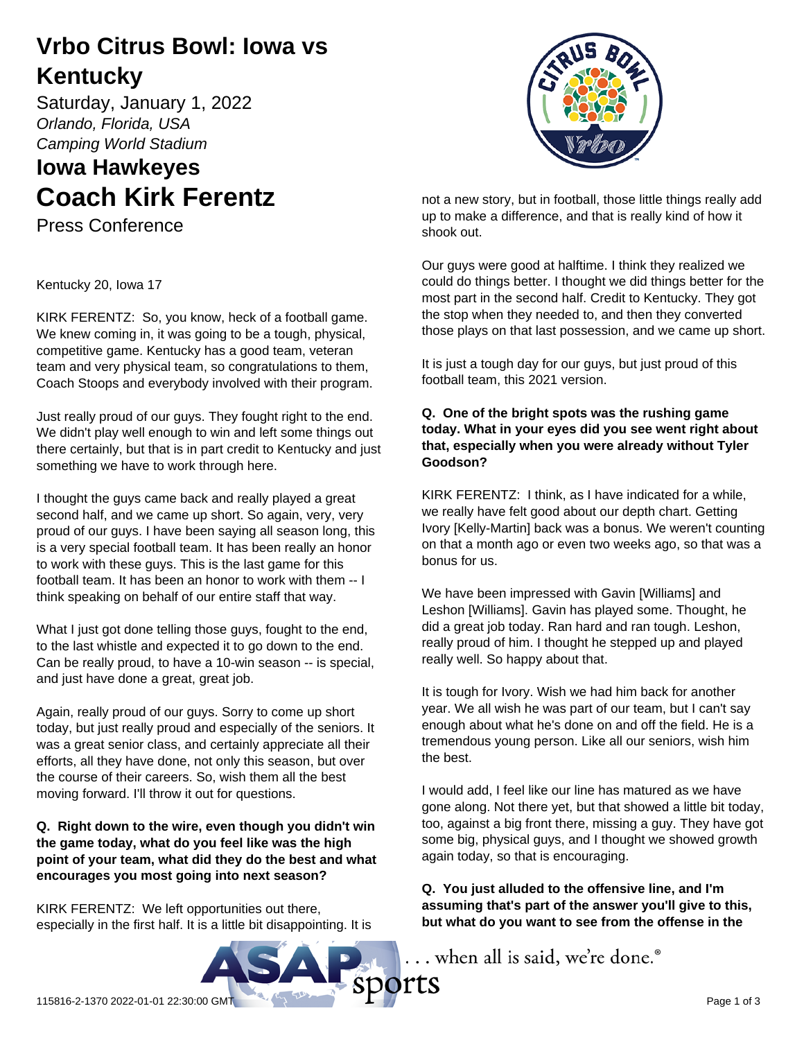# Vrbo Citrus Bowl: Iowa vs Kentucky

Saturday, January 1, 2022

*Orlando, Florida, USA*

*Camping World Stadium*

## Iowa Hawkeyes

# Coach Kirk Ferentz

Press Conference

Kentucky 20, Iowa 17

KIRK FERENTZ: So, you know, heck of a football game. We knew coming in, it was going to be a tough, physical, competitive game. Kentucky has a good team, veteran team and very physical team, so congratulations to them, Coach Stoops and everybody involved with their program.

Just really proud of our guys. They fought right to the end. We didn't play well enough to win and left some things out there certainly, but that is in part credit to Kentucky and just something we have to work through here.

I thought the guys came back and really played a great second half, and we came up short. So again, very, very proud of our guys. I have been saying all season long, this is a very special football team. It has been really an honor to work with these guys. This is the last game for this football team. It has been an honor to work with them -- I think speaking on behalf of our entire staff that way.

What I just got done telling those guys, fought to the end, to the last whistle and expected it to go down to the end. Can be really proud, to have a 10-win season -- is special, and just have done a great, great job.

Again, really proud of our guys. Sorry to come up short today, but just really proud and especially of the seniors. It was a great senior class, and certainly appreciate all their efforts, all they have done, not only this season, but over the course of their careers. So, wish them all the best moving forward. I'll throw it out for questions.

**Q. Right down to the wire, even though you didn't win the game today, what do you feel like was the high point of your team, what did they do the best and what encourages you most going into next season?**

KIRK FERENTZ: We left opportunities out there, especially in the first half. It is a little bit disappointing. It is not a new story, but in football, those little things really add up to make a difference, and that is really kind of how it shook out.

Our guys were good at halftime. I think they realized we could do things better. I thought we did things better for the most part in the second half. Credit to Kentucky. They got the stop when they needed to, and then they converted those plays on that last possession, and we came up short.

It is just a tough day for our guys, but just proud of this football team, this 2021 version.

**Q. One of the bright spots was the rushing game today. What in your eyes did you see went right about that, especially when you were already without Tyler Goodson?**

KIRK FERENTZ: I think, as I have indicated for a while, we really have felt good about our depth chart. Getting Ivory [Kelly-Martin] back was a bonus. We weren't counting on that a month ago or even two weeks ago, so that was a bonus for us.

We have been impressed with Gavin [Williams] and Leshon [Williams]. Gavin has played some. Thought, he did a great job today. Ran hard and ran tough. Leshon, really proud of him. I thought he stepped up and played really well. So happy about that.

It is tough for Ivory. Wish we had him back for another year. We all wish he was part of our team, but I can't say enough about what he's done on and off the field. He is a tremendous young person. Like all our seniors, wish him the best.

I would add, I feel like our line has matured as we have gone along. Not there yet, but that showed a little bit today, too, against a big front there, missing a guy. They have got some big, physical guys, and I thought we showed growth again today, so that is encouraging.

**Q. You just alluded to the offensive line, and I'm assuming that's part of the answer you'll give to this, but what do you want to see from the offense in the**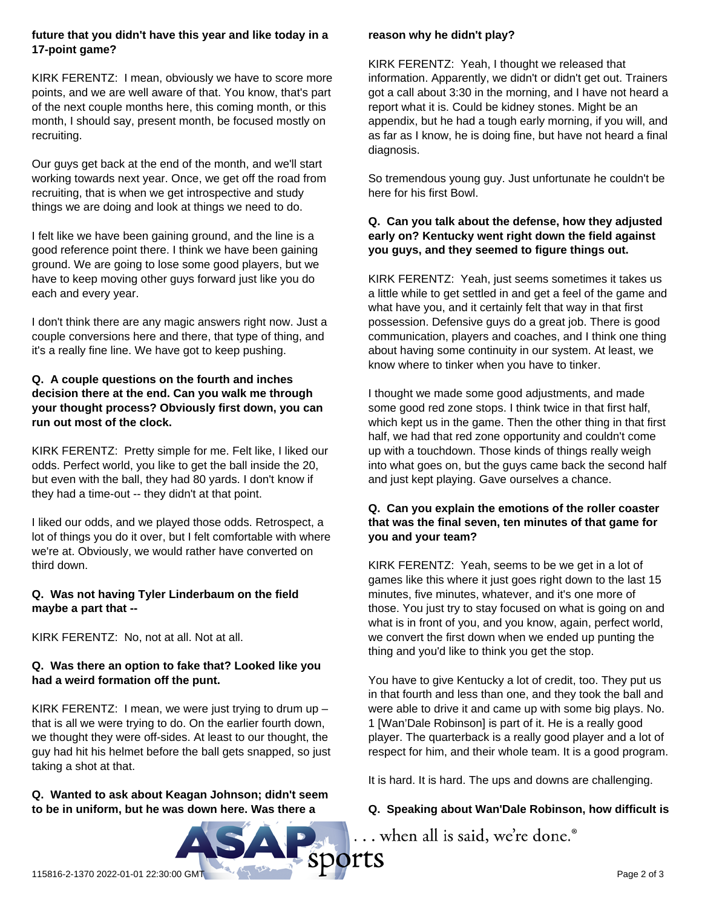**future that you didn't have this year and like today in a 17-point game?**

KIRK FERENTZ: I mean, obviously we have to score more points, and we are well aware of that. You know, that's part of the next couple months here, this coming month, or this month, I should say, present month, be focused mostly on recruiting.

Our guys get back at the end of the month, and we'll start working towards next year. Once, we get off the road from recruiting, that is when we get introspective and study things we are doing and look at things we need to do.

I felt like we have been gaining ground, and the line is a good reference point there. I think we have been gaining ground. We are going to lose some good players, but we have to keep moving other guys forward just like you do each and every year.

I don't think there are any magic answers right now. Just a couple conversions here and there, that type of thing, and it's a really fine line. We have got to keep pushing.

**Q. A couple questions on the fourth and inches decision there at the end. Can you walk me through your thought process? Obviously first down, you can run out most of the clock.**

KIRK FERENTZ: Pretty simple for me. Felt like, I liked our odds. Perfect world, you like to get the ball inside the 20, but even with the ball, they had 80 yards. I don't know if they had a time-out -- they didn't at that point.

I liked our odds, and we played those odds. Retrospect, a lot of things you do it over, but I felt comfortable with where we're at. Obviously, we would rather have converted on third down.

**Q. Was not having Tyler Linderbaum on the field maybe a part that --**

KIRK FERENTZ: No, not at all. Not at all.

**Q. Was there an option to fake that? Looked like you had a weird formation off the punt.**

KIRK FERENTZ: I mean, we were just trying to drum up – that is all we were trying to do. On the earlier fourth down, we thought they were off-sides. At least to our thought, the guy had hit his helmet before the ball gets snapped, so just taking a shot at that.

**Q. Wanted to ask about Keagan Johnson; didn't seem to be in uniform, but he was down here. Was there a reason why he didn't play?**

KIRK FERENTZ: Yeah, I thought we released that information. Apparently, we didn't or didn't get out. Trainers got a call about 3:30 in the morning, and I have not heard a report what it is. Could be kidney stones. Might be an appendix, but he had a tough early morning, if you will, and as far as I know, he is doing fine, but have not heard a final diagnosis.

So tremendous young guy. Just unfortunate he couldn't be here for his first Bowl.

**Q. Can you talk about the defense, how they adjusted early on? Kentucky went right down the field against you guys, and they seemed to figure things out.**

KIRK FERENTZ: Yeah, just seems sometimes it takes us a little while to get settled in and get a feel of the game and what have you, and it certainly felt that way in that first possession. Defensive guys do a great job. There is good communication, players and coaches, and I think one thing about having some continuity in our system. At least, we know where to tinker when you have to tinker.

I thought we made some good adjustments, and made some good red zone stops. I think twice in that first half, which kept us in the game. Then the other thing in that first half, we had that red zone opportunity and couldn't come up with a touchdown. Those kinds of things really weigh into what goes on, but the guys came back the second half and just kept playing. Gave ourselves a chance.

**Q. Can you explain the emotions of the roller coaster that was the final seven, ten minutes of that game for you and your team?**

KIRK FERENTZ: Yeah, seems to be we get in a lot of games like this where it just goes right down to the last 15 minutes, five minutes, whatever, and it's one more of those. You just try to stay focused on what is going on and what is in front of you, and you know, again, perfect world, we convert the first down when we ended up punting the thing and you'd like to think you get the stop.

You have to give Kentucky a lot of credit, too. They put us in that fourth and less than one, and they took the ball and were able to drive it and came up with some big plays. No. 1 [Wan'Dale Robinson] is part of it. He is a really good player. The quarterback is a really good player and a lot of respect for him, and their whole team. It is a good program.

It is hard. It is hard. The ups and downs are challenging.

**Q. Speaking about Wan'Dale Robinson, how difficult is**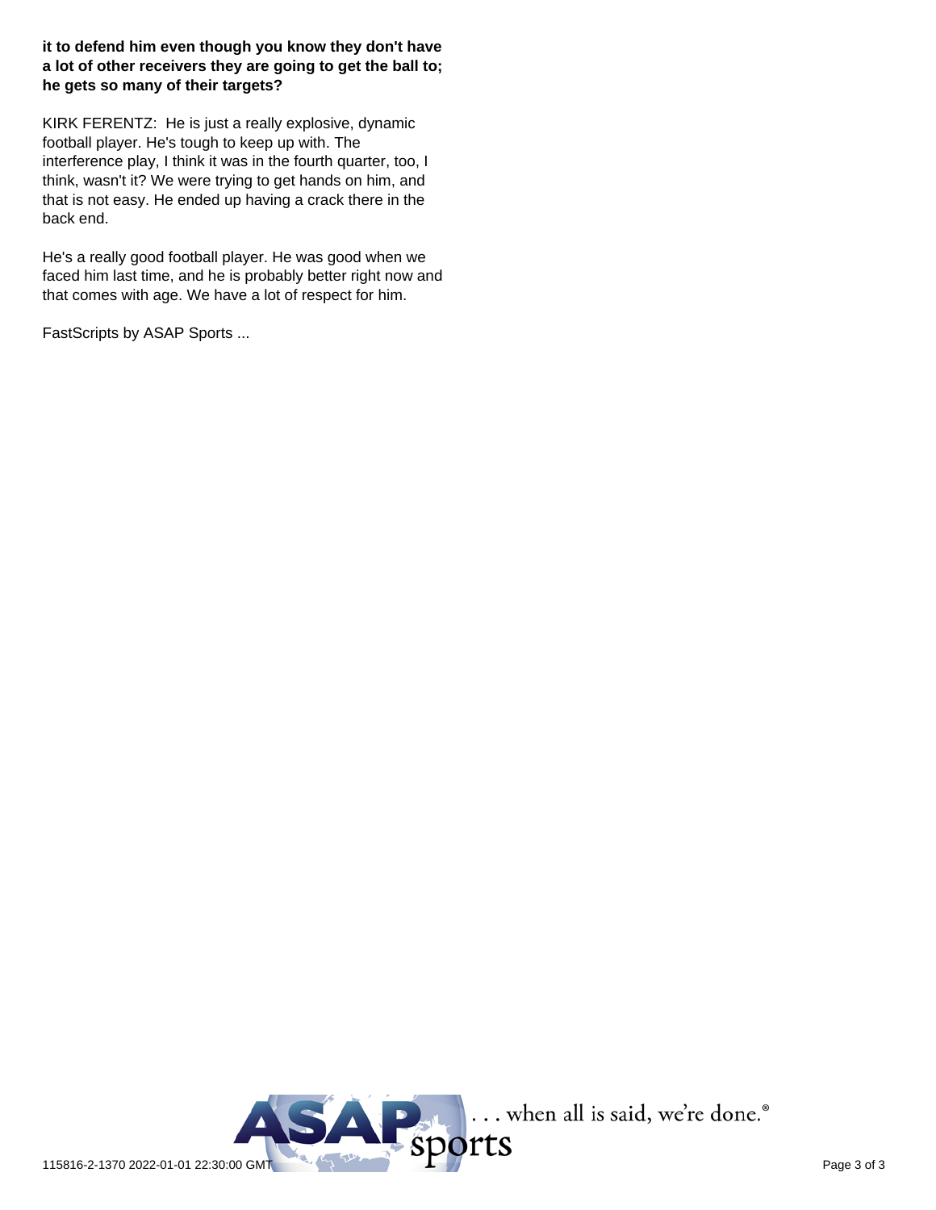**it to defend him even though you know they don't have a lot of other receivers they are going to get the ball to; he gets so many of their targets?**

KIRK FERENTZ: He is just a really explosive, dynamic football player. He's tough to keep up with. The interference play, I think it was in the fourth quarter, too, I think, wasn't it? We were trying to get hands on him, and that is not easy. He ended up having a crack there in the back end.

He's a really good football player. He was good when we faced him last time, and he is probably better right now and that comes with age. We have a lot of respect for him.

FastScripts by ASAP Sports ...